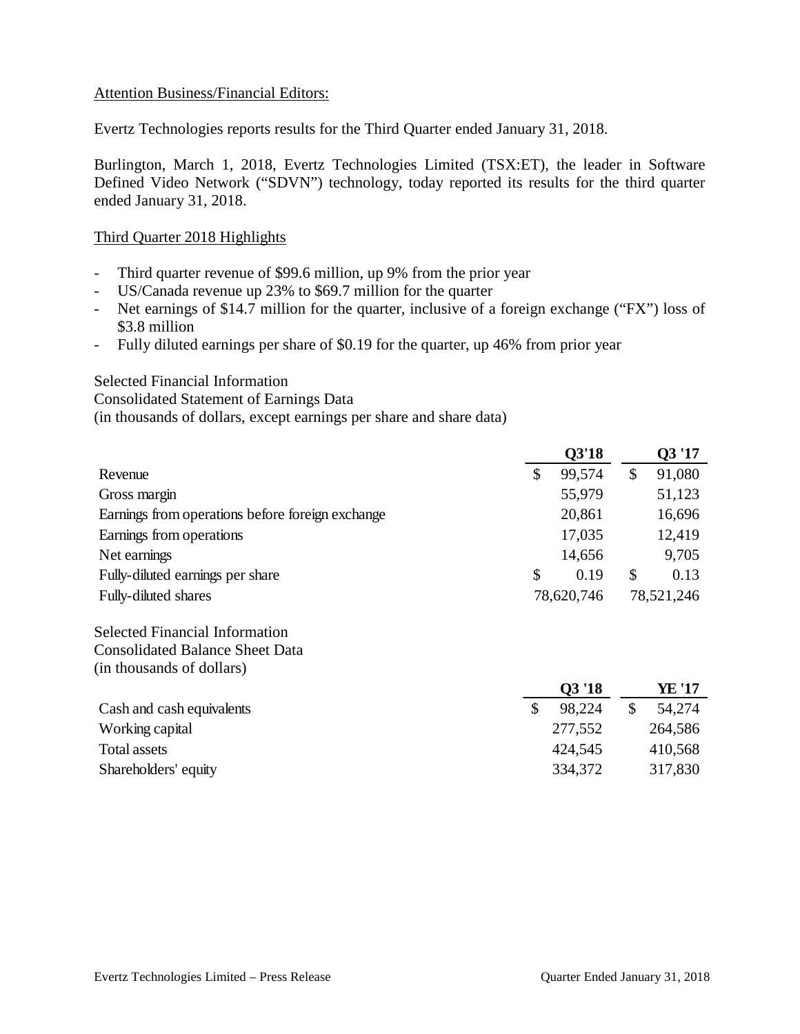Attention Business/Financial Editors:

Evertz Technologies reports results for the Third Quarter ended January 31, 2018.

Burlington, March 1, 2018, Evertz Technologies Limited (TSX:ET), the leader in Software Defined Video Network ("SDVN") technology, today reported its results for the third quarter ended January 31, 2018.

## Third Quarter 2018 Highlights

- Third quarter revenue of $99.6 million, up 9% from the prior year
- US/Canada revenue up 23% to $69.7 million for the quarter
- Net earnings of $14.7 million for the quarter, inclusive of a foreign exchange ("FX") loss of $3.8 million
- Fully diluted earnings per share of $0.19 for the quarter, up 46% from prior year

Selected Financial Information
Consolidated Statement of Earnings Data
(in thousands of dollars, except earnings per share and share data)

| | Q3'18 | Q3 '17 |
|---|---|---|
| Revenue | $ 99,574 | $ 91,080 |
| Gross margin | 55,979 | 51,123 |
| Earnings from operations before foreign exchange | 20,861 | 16,696 |
| Earnings from operations | 17,035 | 12,419 |
| Net earnings | 14,656 | 9,705 |
| Fully-diluted earnings per share | $ 0.19 | $ 0.13 |
| Fully-diluted shares | 78,620,746 | 78,521,246 |

Selected Financial Information
Consolidated Balance Sheet Data
(in thousands of dollars)

| | Q3 '18 | YE '17 |
|---|---|---|
| Cash and cash equivalents | $ 98,224 | $ 54,274 |
| Working capital | 277,552 | 264,586 |
| Total assets | 424,545 | 410,568 |
| Shareholders' equity | 334,372 | 317,830 |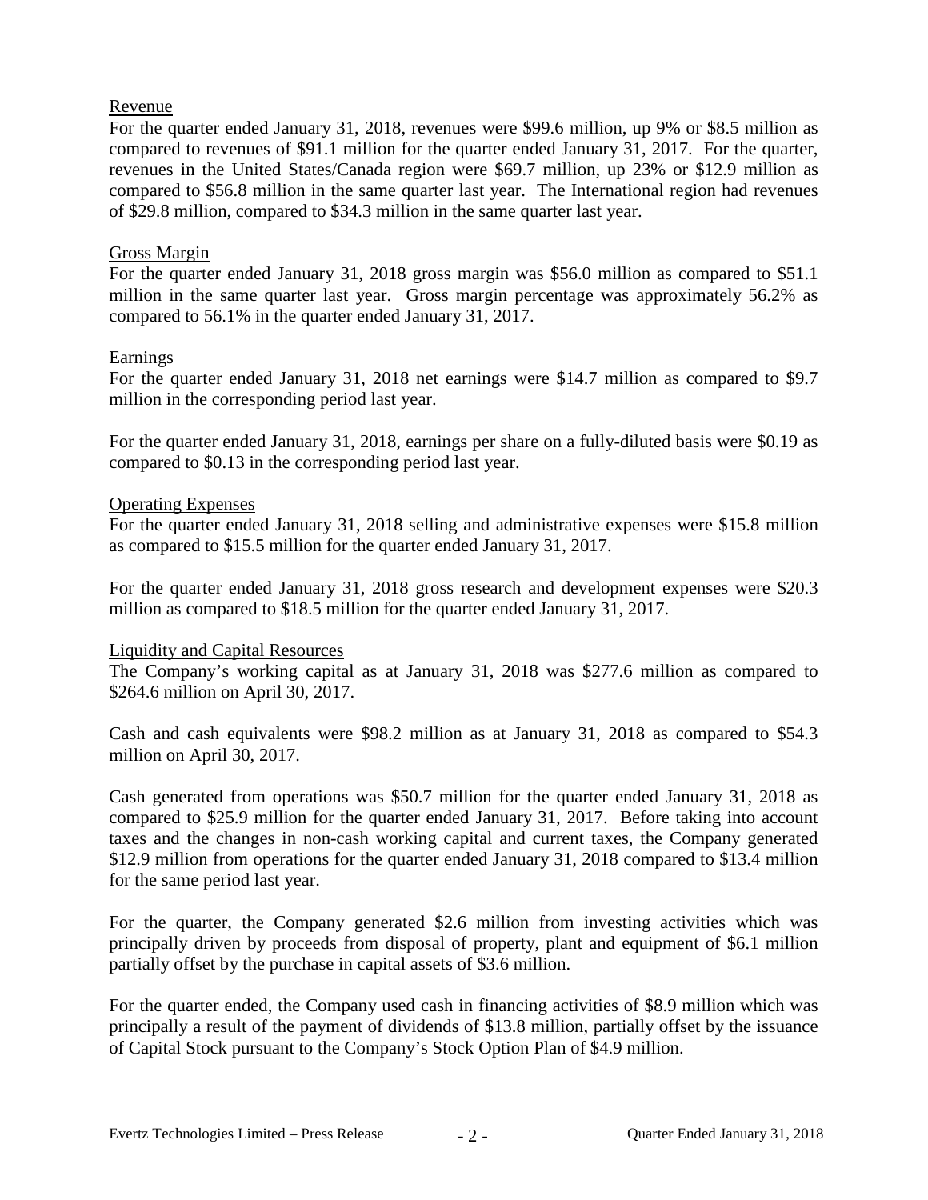## Revenue

For the quarter ended January 31, 2018, revenues were $99.6 million, up 9% or $8.5 million as compared to revenues of $91.1 million for the quarter ended January 31, 2017. For the quarter, revenues in the United States/Canada region were $69.7 million, up 23% or $12.9 million as compared to $56.8 million in the same quarter last year. The International region had revenues of $29.8 million, compared to $34.3 million in the same quarter last year.

## Gross Margin

For the quarter ended January 31, 2018 gross margin was $56.0 million as compared to $51.1 million in the same quarter last year. Gross margin percentage was approximately 56.2% as compared to 56.1% in the quarter ended January 31, 2017.

## Earnings

For the quarter ended January 31, 2018 net earnings were $14.7 million as compared to $9.7 million in the corresponding period last year.

For the quarter ended January 31, 2018, earnings per share on a fully-diluted basis were $0.19 as compared to $0.13 in the corresponding period last year.

## Operating Expenses

For the quarter ended January 31, 2018 selling and administrative expenses were $15.8 million as compared to $15.5 million for the quarter ended January 31, 2017.

For the quarter ended January 31, 2018 gross research and development expenses were $20.3 million as compared to $18.5 million for the quarter ended January 31, 2017.

## Liquidity and Capital Resources

The Company's working capital as at January 31, 2018 was $277.6 million as compared to $264.6 million on April 30, 2017.

Cash and cash equivalents were $98.2 million as at January 31, 2018 as compared to $54.3 million on April 30, 2017.

Cash generated from operations was $50.7 million for the quarter ended January 31, 2018 as compared to $25.9 million for the quarter ended January 31, 2017. Before taking into account taxes and the changes in non-cash working capital and current taxes, the Company generated $12.9 million from operations for the quarter ended January 31, 2018 compared to $13.4 million for the same period last year.

For the quarter, the Company generated $2.6 million from investing activities which was principally driven by proceeds from disposal of property, plant and equipment of $6.1 million partially offset by the purchase in capital assets of $3.6 million.

For the quarter ended, the Company used cash in financing activities of $8.9 million which was principally a result of the payment of dividends of $13.8 million, partially offset by the issuance of Capital Stock pursuant to the Company's Stock Option Plan of $4.9 million.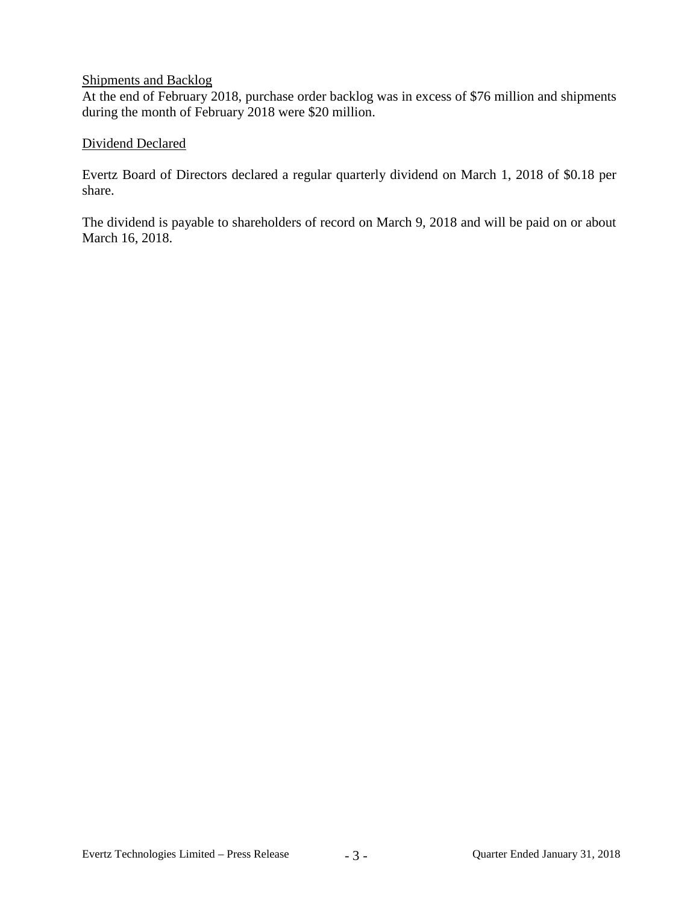<u>Shipments and Backlog</u>

At the end of February 2018, purchase order backlog was in excess of $76 million and shipments during the month of February 2018 were $20 million.

<u>Dividend Declared</u>

Evertz Board of Directors declared a regular quarterly dividend on March 1, 2018 of $0.18 per share.

The dividend is payable to shareholders of record on March 9, 2018 and will be paid on or about March 16, 2018.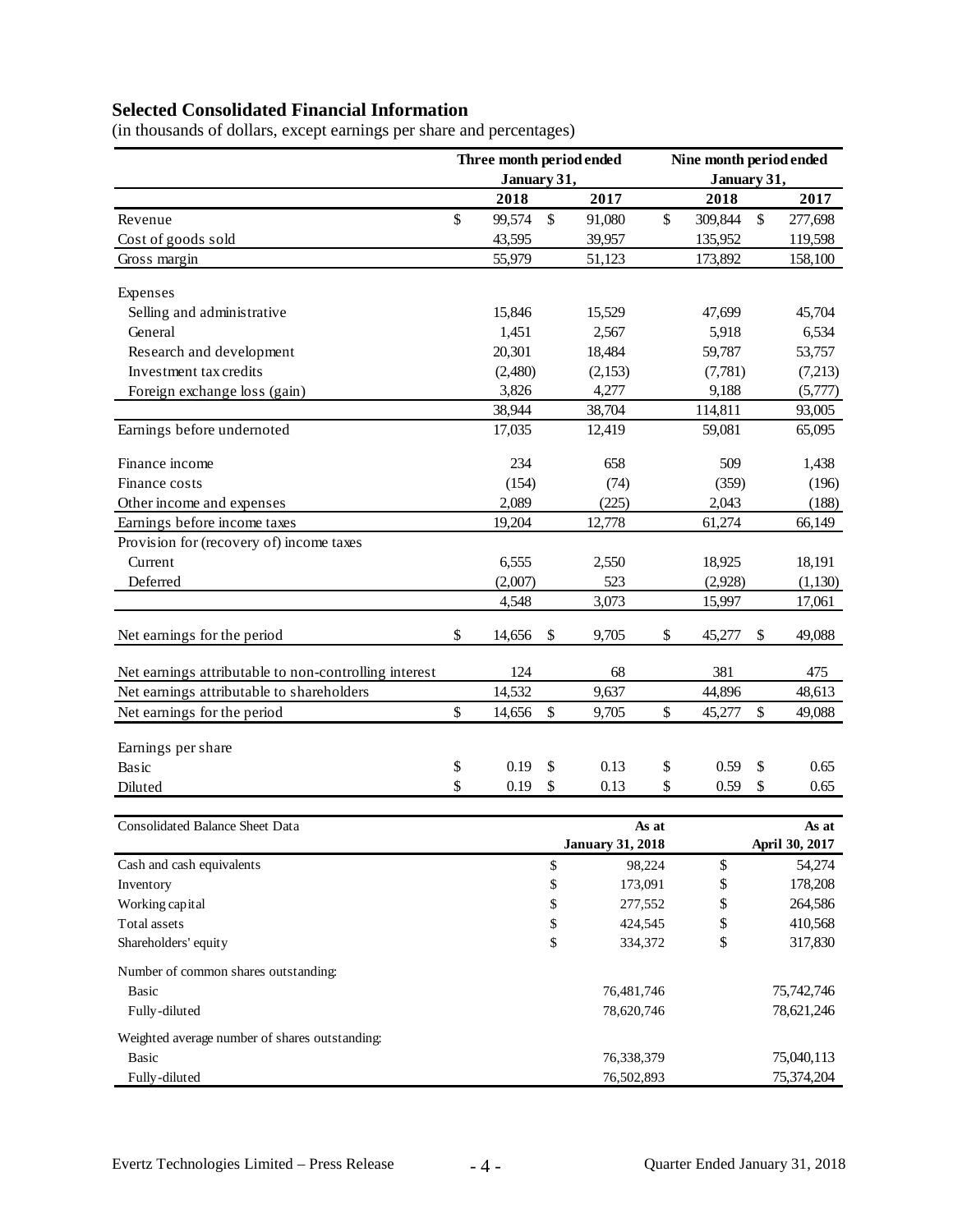## Selected Consolidated Financial Information

(in thousands of dollars, except earnings per share and percentages)

| | Three month period ended January 31, | | Nine month period ended January 31, | |
|---|---|---|---|---|
| | 2018 | 2017 | 2018 | 2017 |
| Revenue | $ 99,574 | $ 91,080 | $ 309,844 | $ 277,698 |
| Cost of goods sold | 43,595 | 39,957 | 135,952 | 119,598 |
| Gross margin | 55,979 | 51,123 | 173,892 | 158,100 |
| Expenses | | | | |
| Selling and administrative | 15,846 | 15,529 | 47,699 | 45,704 |
| General | 1,451 | 2,567 | 5,918 | 6,534 |
| Research and development | 20,301 | 18,484 | 59,787 | 53,757 |
| Investment tax credits | (2,480) | (2,153) | (7,781) | (7,213) |
| Foreign exchange loss (gain) | 3,826 | 4,277 | 9,188 | (5,777) |
| | 38,944 | 38,704 | 114,811 | 93,005 |
| Earnings before undernoted | 17,035 | 12,419 | 59,081 | 65,095 |
| Finance income | 234 | 658 | 509 | 1,438 |
| Finance costs | (154) | (74) | (359) | (196) |
| Other income and expenses | 2,089 | (225) | 2,043 | (188) |
| Earnings before income taxes | 19,204 | 12,778 | 61,274 | 66,149 |
| Provision for (recovery of) income taxes | | | | |
| Current | 6,555 | 2,550 | 18,925 | 18,191 |
| Deferred | (2,007) | 523 | (2,928) | (1,130) |
| | 4,548 | 3,073 | 15,997 | 17,061 |
| Net earnings for the period | $ 14,656 | $ 9,705 | $ 45,277 | $ 49,088 |
| Net earnings attributable to non-controlling interest | 124 | 68 | 381 | 475 |
| Net earnings attributable to shareholders | 14,532 | 9,637 | 44,896 | 48,613 |
| Net earnings for the period | $ 14,656 | $ 9,705 | $ 45,277 | $ 49,088 |
| Earnings per share | | | | |
| Basic | $ 0.19 | $ 0.13 | $ 0.59 | $ 0.65 |
| Diluted | $ 0.19 | $ 0.13 | $ 0.59 | $ 0.65 |

| Consolidated Balance Sheet Data | As at January 31, 2018 | As at April 30, 2017 |
|---|---|---|
| Cash and cash equivalents | $ 98,224 | $ 54,274 |
| Inventory | $ 173,091 | $ 178,208 |
| Working capital | $ 277,552 | $ 264,586 |
| Total assets | $ 424,545 | $ 410,568 |
| Shareholders' equity | $ 334,372 | $ 317,830 |
| Number of common shares outstanding: | | |
| Basic | 76,481,746 | 75,742,746 |
| Fully-diluted | 78,620,746 | 78,621,246 |
| Weighted average number of shares outstanding: | | |
| Basic | 76,338,379 | 75,040,113 |
| Fully-diluted | 76,502,893 | 75,374,204 |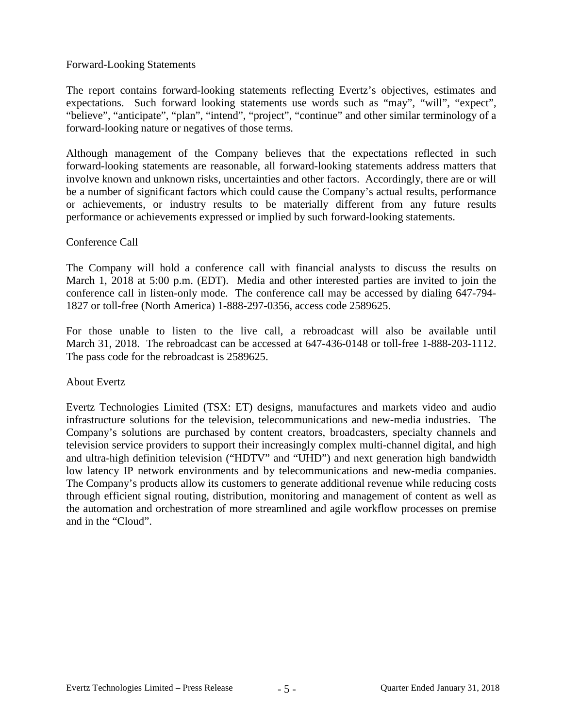## Forward-Looking Statements

The report contains forward-looking statements reflecting Evertz's objectives, estimates and expectations. Such forward looking statements use words such as "may", "will", "expect", "believe", "anticipate", "plan", "intend", "project", "continue" and other similar terminology of a forward-looking nature or negatives of those terms.

Although management of the Company believes that the expectations reflected in such forward-looking statements are reasonable, all forward-looking statements address matters that involve known and unknown risks, uncertainties and other factors. Accordingly, there are or will be a number of significant factors which could cause the Company's actual results, performance or achievements, or industry results to be materially different from any future results performance or achievements expressed or implied by such forward-looking statements.

## Conference Call

The Company will hold a conference call with financial analysts to discuss the results on March 1, 2018 at 5:00 p.m. (EDT). Media and other interested parties are invited to join the conference call in listen-only mode. The conference call may be accessed by dialing 647-794-1827 or toll-free (North America) 1-888-297-0356, access code 2589625.

For those unable to listen to the live call, a rebroadcast will also be available until March 31, 2018. The rebroadcast can be accessed at 647-436-0148 or toll-free 1-888-203-1112. The pass code for the rebroadcast is 2589625.

## About Evertz

Evertz Technologies Limited (TSX: ET) designs, manufactures and markets video and audio infrastructure solutions for the television, telecommunications and new-media industries. The Company's solutions are purchased by content creators, broadcasters, specialty channels and television service providers to support their increasingly complex multi-channel digital, and high and ultra-high definition television ("HDTV" and "UHD") and next generation high bandwidth low latency IP network environments and by telecommunications and new-media companies. The Company's products allow its customers to generate additional revenue while reducing costs through efficient signal routing, distribution, monitoring and management of content as well as the automation and orchestration of more streamlined and agile workflow processes on premise and in the "Cloud".